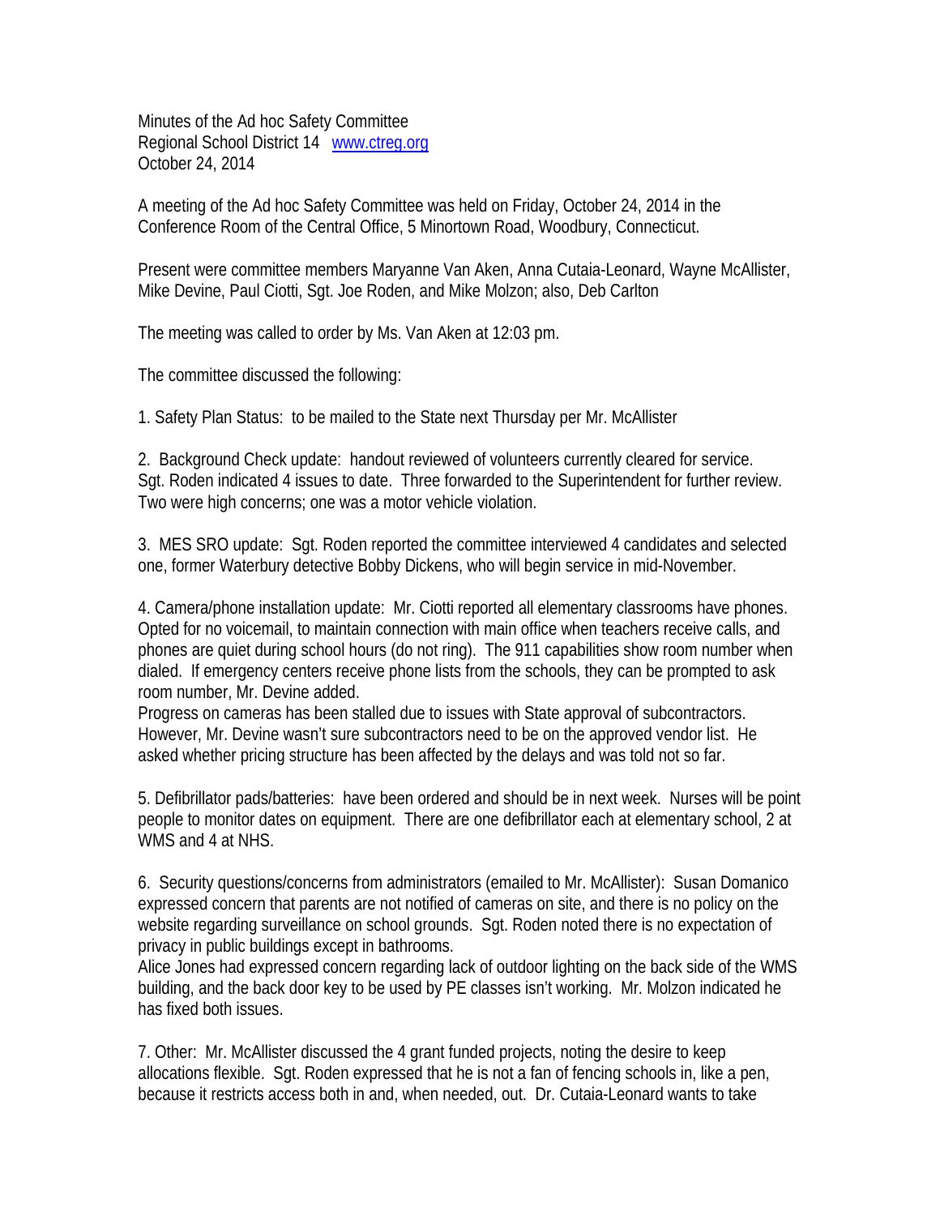Minutes of the Ad hoc Safety Committee
Regional School District 14 www.ctreg.org
October 24, 2014

A meeting of the Ad hoc Safety Committee was held on Friday, October 24, 2014 in the Conference Room of the Central Office, 5 Minortown Road, Woodbury, Connecticut.

Present were committee members Maryanne Van Aken, Anna Cutaia-Leonard, Wayne McAllister, Mike Devine, Paul Ciotti, Sgt. Joe Roden, and Mike Molzon; also, Deb Carlton

The meeting was called to order by Ms. Van Aken at 12:03 pm.

The committee discussed the following:

1. Safety Plan Status: to be mailed to the State next Thursday per Mr. McAllister

2. Background Check update: handout reviewed of volunteers currently cleared for service. Sgt. Roden indicated 4 issues to date. Three forwarded to the Superintendent for further review. Two were high concerns; one was a motor vehicle violation.

3. MES SRO update: Sgt. Roden reported the committee interviewed 4 candidates and selected one, former Waterbury detective Bobby Dickens, who will begin service in mid-November.

4. Camera/phone installation update: Mr. Ciotti reported all elementary classrooms have phones. Opted for no voicemail, to maintain connection with main office when teachers receive calls, and phones are quiet during school hours (do not ring). The 911 capabilities show room number when dialed. If emergency centers receive phone lists from the schools, they can be prompted to ask room number, Mr. Devine added.
Progress on cameras has been stalled due to issues with State approval of subcontractors. However, Mr. Devine wasn't sure subcontractors need to be on the approved vendor list. He asked whether pricing structure has been affected by the delays and was told not so far.

5. Defibrillator pads/batteries: have been ordered and should be in next week. Nurses will be point people to monitor dates on equipment. There are one defibrillator each at elementary school, 2 at WMS and 4 at NHS.

6. Security questions/concerns from administrators (emailed to Mr. McAllister): Susan Domanico expressed concern that parents are not notified of cameras on site, and there is no policy on the website regarding surveillance on school grounds. Sgt. Roden noted there is no expectation of privacy in public buildings except in bathrooms.
Alice Jones had expressed concern regarding lack of outdoor lighting on the back side of the WMS building, and the back door key to be used by PE classes isn't working. Mr. Molzon indicated he has fixed both issues.

7. Other: Mr. McAllister discussed the 4 grant funded projects, noting the desire to keep allocations flexible. Sgt. Roden expressed that he is not a fan of fencing schools in, like a pen, because it restricts access both in and, when needed, out. Dr. Cutaia-Leonard wants to take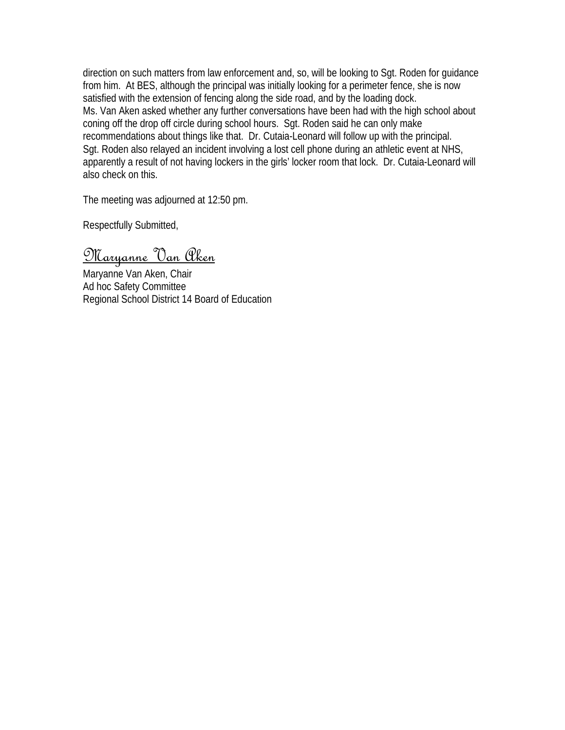direction on such matters from law enforcement and, so, will be looking to Sgt. Roden for guidance from him. At BES, although the principal was initially looking for a perimeter fence, she is now satisfied with the extension of fencing along the side road, and by the loading dock.
Ms. Van Aken asked whether any further conversations have been had with the high school about coning off the drop off circle during school hours. Sgt. Roden said he can only make recommendations about things like that. Dr. Cutaia-Leonard will follow up with the principal.
Sgt. Roden also relayed an incident involving a lost cell phone during an athletic event at NHS, apparently a result of not having lockers in the girls' locker room that lock. Dr. Cutaia-Leonard will also check on this.

The meeting was adjourned at 12:50 pm.

Respectfully Submitted,

Maryanne Van Aken

Maryanne Van Aken, Chair
Ad hoc Safety Committee
Regional School District 14 Board of Education